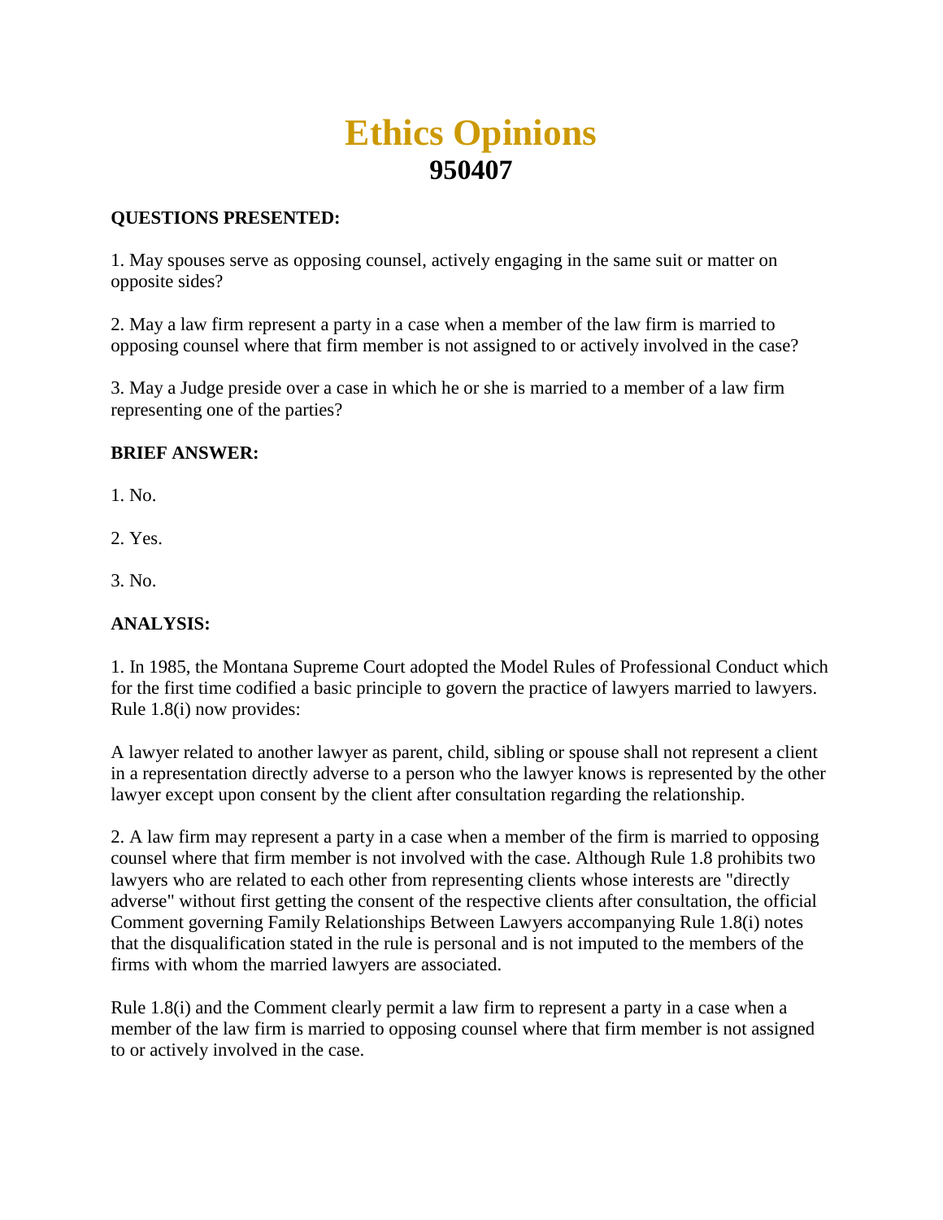# Ethics Opinions
## 950407

**QUESTIONS PRESENTED:**

1. May spouses serve as opposing counsel, actively engaging in the same suit or matter on opposite sides?

2. May a law firm represent a party in a case when a member of the law firm is married to opposing counsel where that firm member is not assigned to or actively involved in the case?

3. May a Judge preside over a case in which he or she is married to a member of a law firm representing one of the parties?

**BRIEF ANSWER:**

1. No.

2. Yes.

3. No.

**ANALYSIS:**

1. In 1985, the Montana Supreme Court adopted the Model Rules of Professional Conduct which for the first time codified a basic principle to govern the practice of lawyers married to lawyers. Rule 1.8(i) now provides:

A lawyer related to another lawyer as parent, child, sibling or spouse shall not represent a client in a representation directly adverse to a person who the lawyer knows is represented by the other lawyer except upon consent by the client after consultation regarding the relationship.

2. A law firm may represent a party in a case when a member of the firm is married to opposing counsel where that firm member is not involved with the case. Although Rule 1.8 prohibits two lawyers who are related to each other from representing clients whose interests are "directly adverse" without first getting the consent of the respective clients after consultation, the official Comment governing Family Relationships Between Lawyers accompanying Rule 1.8(i) notes that the disqualification stated in the rule is personal and is not imputed to the members of the firms with whom the married lawyers are associated.

Rule 1.8(i) and the Comment clearly permit a law firm to represent a party in a case when a member of the law firm is married to opposing counsel where that firm member is not assigned to or actively involved in the case.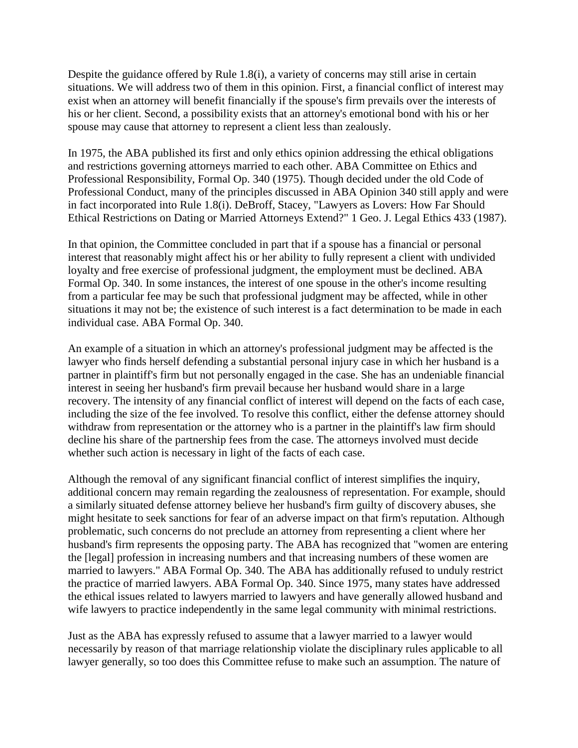Despite the guidance offered by Rule 1.8(i), a variety of concerns may still arise in certain situations. We will address two of them in this opinion. First, a financial conflict of interest may exist when an attorney will benefit financially if the spouse's firm prevails over the interests of his or her client. Second, a possibility exists that an attorney's emotional bond with his or her spouse may cause that attorney to represent a client less than zealously.

In 1975, the ABA published its first and only ethics opinion addressing the ethical obligations and restrictions governing attorneys married to each other. ABA Committee on Ethics and Professional Responsibility, Formal Op. 340 (1975). Though decided under the old Code of Professional Conduct, many of the principles discussed in ABA Opinion 340 still apply and were in fact incorporated into Rule 1.8(i). DeBroff, Stacey, "Lawyers as Lovers: How Far Should Ethical Restrictions on Dating or Married Attorneys Extend?" 1 Geo. J. Legal Ethics 433 (1987).

In that opinion, the Committee concluded in part that if a spouse has a financial or personal interest that reasonably might affect his or her ability to fully represent a client with undivided loyalty and free exercise of professional judgment, the employment must be declined. ABA Formal Op. 340. In some instances, the interest of one spouse in the other's income resulting from a particular fee may be such that professional judgment may be affected, while in other situations it may not be; the existence of such interest is a fact determination to be made in each individual case. ABA Formal Op. 340.

An example of a situation in which an attorney's professional judgment may be affected is the lawyer who finds herself defending a substantial personal injury case in which her husband is a partner in plaintiff's firm but not personally engaged in the case. She has an undeniable financial interest in seeing her husband's firm prevail because her husband would share in a large recovery. The intensity of any financial conflict of interest will depend on the facts of each case, including the size of the fee involved. To resolve this conflict, either the defense attorney should withdraw from representation or the attorney who is a partner in the plaintiff's law firm should decline his share of the partnership fees from the case. The attorneys involved must decide whether such action is necessary in light of the facts of each case.

Although the removal of any significant financial conflict of interest simplifies the inquiry, additional concern may remain regarding the zealousness of representation. For example, should a similarly situated defense attorney believe her husband's firm guilty of discovery abuses, she might hesitate to seek sanctions for fear of an adverse impact on that firm's reputation. Although problematic, such concerns do not preclude an attorney from representing a client where her husband's firm represents the opposing party. The ABA has recognized that "women are entering the [legal] profession in increasing numbers and that increasing numbers of these women are married to lawyers." ABA Formal Op. 340. The ABA has additionally refused to unduly restrict the practice of married lawyers. ABA Formal Op. 340. Since 1975, many states have addressed the ethical issues related to lawyers married to lawyers and have generally allowed husband and wife lawyers to practice independently in the same legal community with minimal restrictions.

Just as the ABA has expressly refused to assume that a lawyer married to a lawyer would necessarily by reason of that marriage relationship violate the disciplinary rules applicable to all lawyer generally, so too does this Committee refuse to make such an assumption. The nature of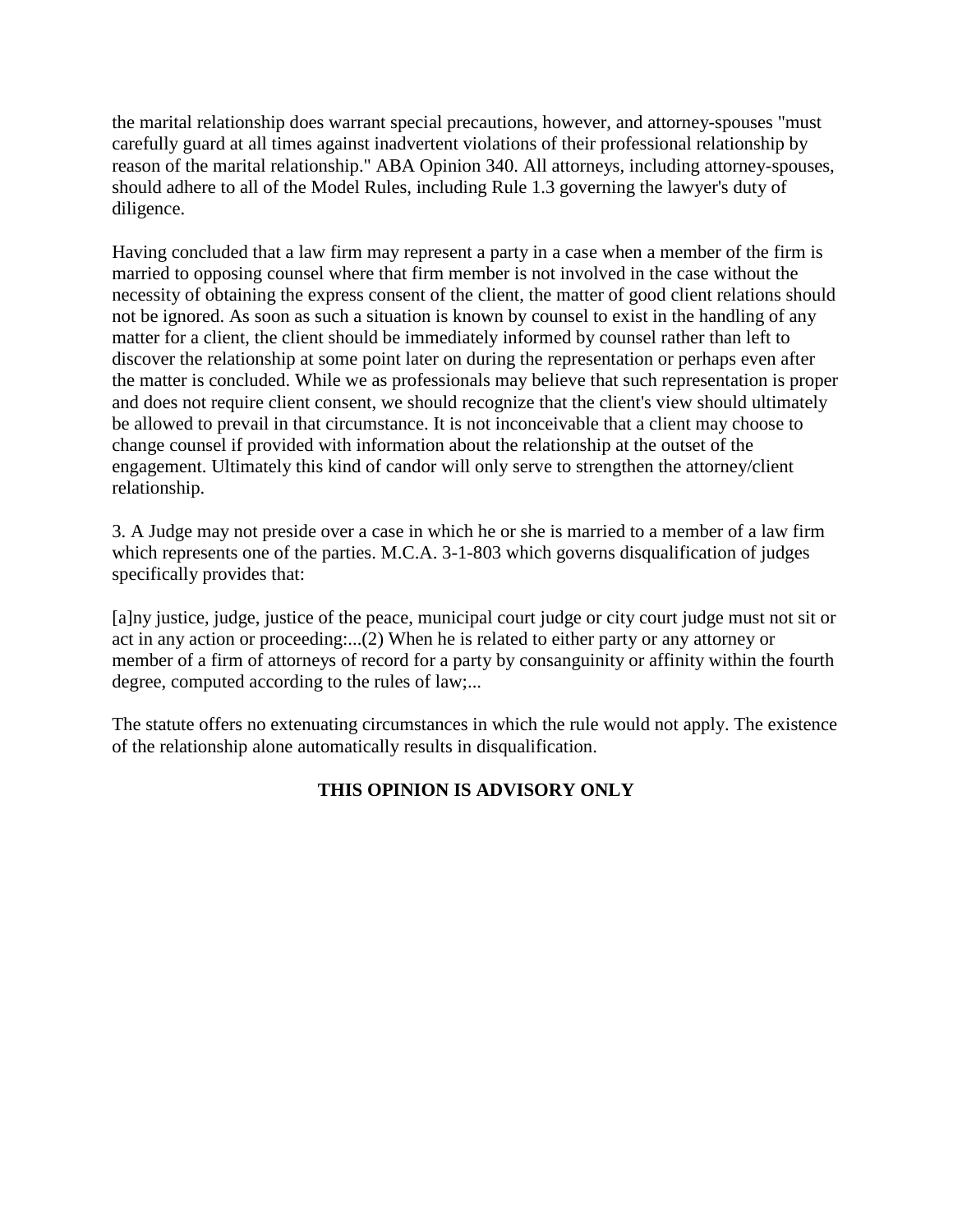the marital relationship does warrant special precautions, however, and attorney-spouses "must carefully guard at all times against inadvertent violations of their professional relationship by reason of the marital relationship." ABA Opinion 340. All attorneys, including attorney-spouses, should adhere to all of the Model Rules, including Rule 1.3 governing the lawyer's duty of diligence.

Having concluded that a law firm may represent a party in a case when a member of the firm is married to opposing counsel where that firm member is not involved in the case without the necessity of obtaining the express consent of the client, the matter of good client relations should not be ignored. As soon as such a situation is known by counsel to exist in the handling of any matter for a client, the client should be immediately informed by counsel rather than left to discover the relationship at some point later on during the representation or perhaps even after the matter is concluded. While we as professionals may believe that such representation is proper and does not require client consent, we should recognize that the client's view should ultimately be allowed to prevail in that circumstance. It is not inconceivable that a client may choose to change counsel if provided with information about the relationship at the outset of the engagement. Ultimately this kind of candor will only serve to strengthen the attorney/client relationship.

3. A Judge may not preside over a case in which he or she is married to a member of a law firm which represents one of the parties. M.C.A. 3-1-803 which governs disqualification of judges specifically provides that:

[a]ny justice, judge, justice of the peace, municipal court judge or city court judge must not sit or act in any action or proceeding:...(2) When he is related to either party or any attorney or member of a firm of attorneys of record for a party by consanguinity or affinity within the fourth degree, computed according to the rules of law;...

The statute offers no extenuating circumstances in which the rule would not apply. The existence of the relationship alone automatically results in disqualification.

**THIS OPINION IS ADVISORY ONLY**